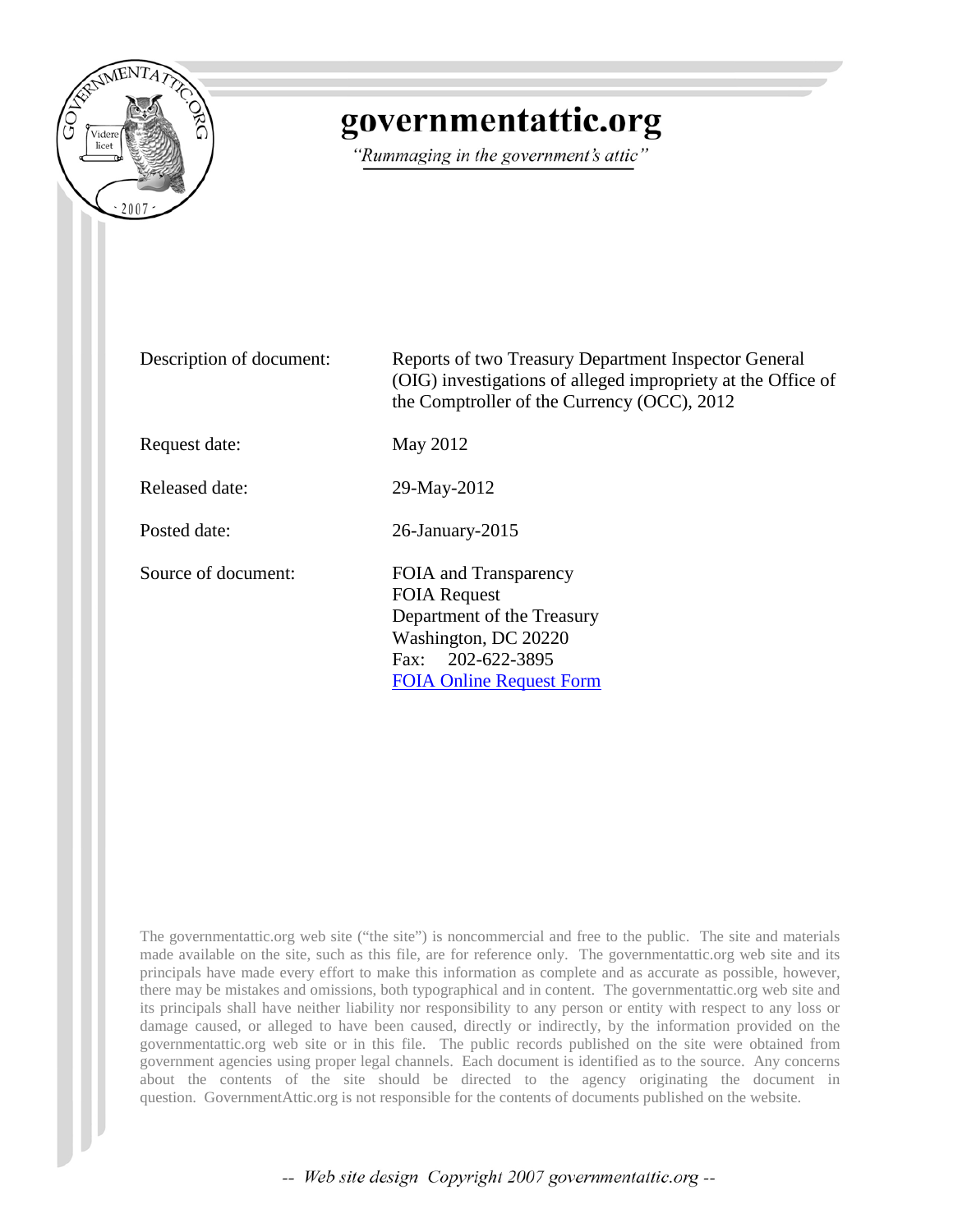# governmentattic.org

*"Rummaging in the government's attic"*

| | |
|---|---|
| Description of document: | Reports of two Treasury Department Inspector General (OIG) investigations of alleged impropriety at the Office of the Comptroller of the Currency (OCC), 2012 |
| Request date: | May 2012 |
| Released date: | 29-May-2012 |
| Posted date: | 26-January-2015 |
| Source of document: | FOIA and Transparency<br>FOIA Request<br>Department of the Treasury<br>Washington, DC 20220<br>Fax: 202-622-3895<br>FOIA Online Request Form |

The governmentattic.org web site ("the site") is noncommercial and free to the public. The site and materials made available on the site, such as this file, are for reference only. The governmentattic.org web site and its principals have made every effort to make this information as complete and as accurate as possible, however, there may be mistakes and omissions, both typographical and in content. The governmentattic.org web site and its principals shall have neither liability nor responsibility to any person or entity with respect to any loss or damage caused, or alleged to have been caused, directly or indirectly, by the information provided on the governmentattic.org web site or in this file. The public records published on the site were obtained from government agencies using proper legal channels. Each document is identified as to the source. Any concerns about the contents of the site should be directed to the agency originating the document in question. GovernmentAttic.org is not responsible for the contents of documents published on the website.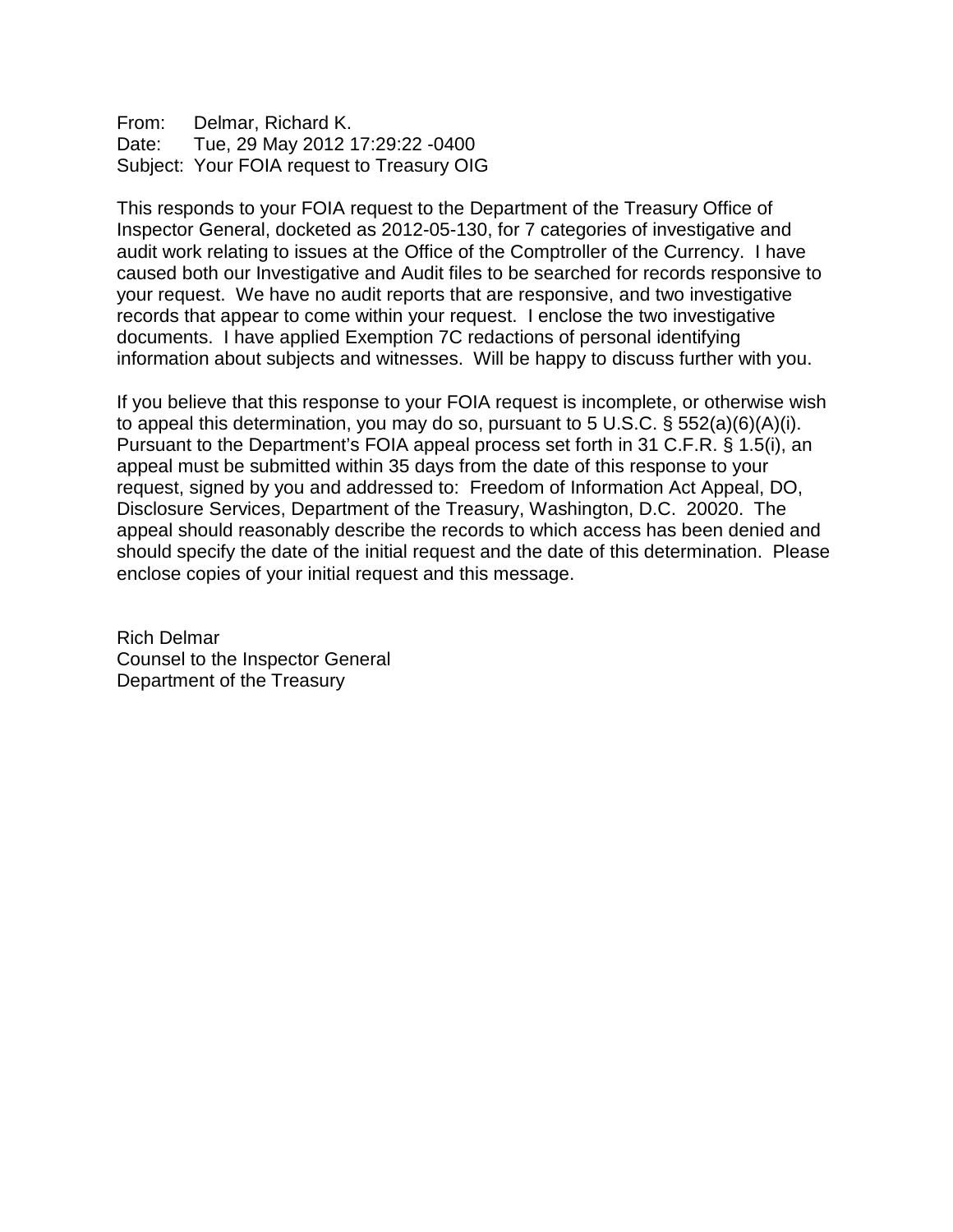From: Delmar, Richard K.
Date: Tue, 29 May 2012 17:29:22 -0400
Subject: Your FOIA request to Treasury OIG

This responds to your FOIA request to the Department of the Treasury Office of Inspector General, docketed as 2012-05-130, for 7 categories of investigative and audit work relating to issues at the Office of the Comptroller of the Currency. I have caused both our Investigative and Audit files to be searched for records responsive to your request. We have no audit reports that are responsive, and two investigative records that appear to come within your request. I enclose the two investigative documents. I have applied Exemption 7C redactions of personal identifying information about subjects and witnesses. Will be happy to discuss further with you.

If you believe that this response to your FOIA request is incomplete, or otherwise wish to appeal this determination, you may do so, pursuant to 5 U.S.C. § 552(a)(6)(A)(i). Pursuant to the Department's FOIA appeal process set forth in 31 C.F.R. § 1.5(i), an appeal must be submitted within 35 days from the date of this response to your request, signed by you and addressed to: Freedom of Information Act Appeal, DO, Disclosure Services, Department of the Treasury, Washington, D.C. 20020. The appeal should reasonably describe the records to which access has been denied and should specify the date of the initial request and the date of this determination. Please enclose copies of your initial request and this message.

Rich Delmar
Counsel to the Inspector General
Department of the Treasury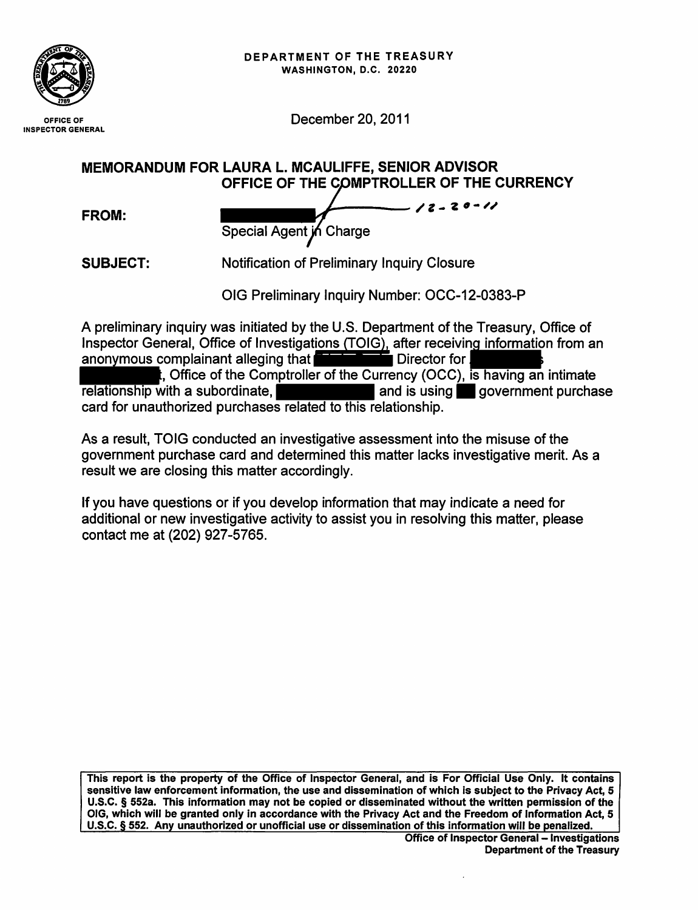DEPARTMENT OF THE TREASURY
WASHINGTON, D.C. 20220

OFFICE OF INSPECTOR GENERAL

December 20, 2011

**MEMORANDUM FOR LAURA L. MCAULIFFE, SENIOR ADVISOR**
**OFFICE OF THE COMPTROLLER OF THE CURRENCY**

**FROM:** [redacted] 12-20-11
Special Agent in Charge

**SUBJECT:** Notification of Preliminary Inquiry Closure

OIG Preliminary Inquiry Number: OCC-12-0383-P

A preliminary inquiry was initiated by the U.S. Department of the Treasury, Office of Inspector General, Office of Investigations (TOIG), after receiving information from an anonymous complainant alleging that [redacted] Director for [redacted], Office of the Comptroller of the Currency (OCC), is having an intimate relationship with a subordinate, [redacted] and is using [redacted] government purchase card for unauthorized purchases related to this relationship.

As a result, TOIG conducted an investigative assessment into the misuse of the government purchase card and determined this matter lacks investigative merit. As a result we are closing this matter accordingly.

If you have questions or if you develop information that may indicate a need for additional or new investigative activity to assist you in resolving this matter, please contact me at (202) 927-5765.

**This report is the property of the Office of Inspector General, and is For Official Use Only. It contains sensitive law enforcement information, the use and dissemination of which is subject to the Privacy Act, 5 U.S.C. § 552a. This information may not be copied or disseminated without the written permission of the OIG, which will be granted only in accordance with the Privacy Act and the Freedom of Information Act, 5 U.S.C. § 552. Any unauthorized or unofficial use or dissemination of this information will be penalized.**

**Office of Inspector General – Investigations**
**Department of the Treasury**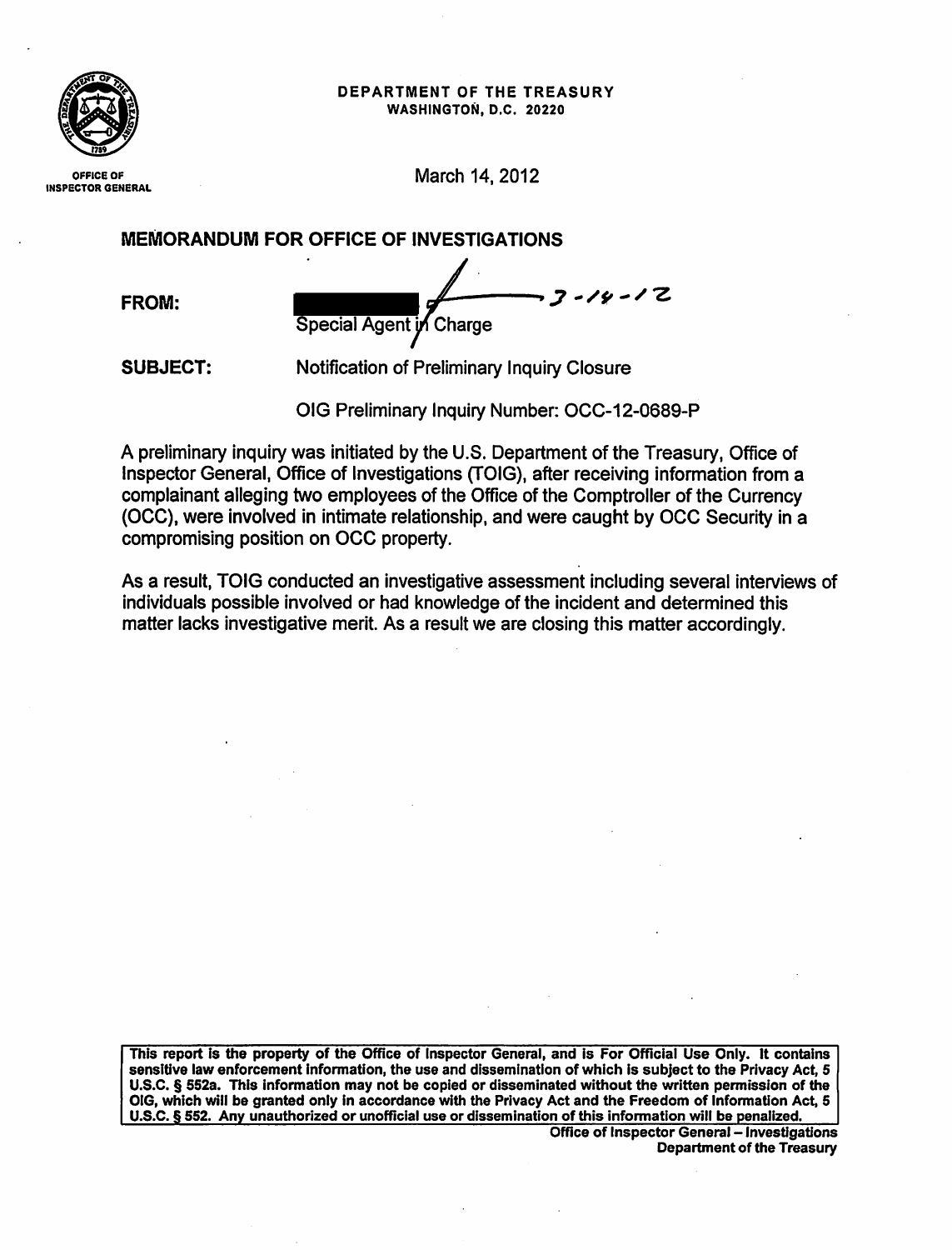DEPARTMENT OF THE TREASURY
WASHINGTON, D.C. 20220

OFFICE OF INSPECTOR GENERAL

March 14, 2012

**MEMORANDUM FOR OFFICE OF INVESTIGATIONS**

**FROM:** ███████ 3-14-12
Special Agent in Charge

**SUBJECT:** Notification of Preliminary Inquiry Closure

OIG Preliminary Inquiry Number: OCC-12-0689-P

A preliminary inquiry was initiated by the U.S. Department of the Treasury, Office of Inspector General, Office of Investigations (TOIG), after receiving information from a complainant alleging two employees of the Office of the Comptroller of the Currency (OCC), were involved in intimate relationship, and were caught by OCC Security in a compromising position on OCC property.

As a result, TOIG conducted an investigative assessment including several interviews of individuals possible involved or had knowledge of the incident and determined this matter lacks investigative merit. As a result we are closing this matter accordingly.

**This report is the property of the Office of Inspector General, and is For Official Use Only. It contains sensitive law enforcement information, the use and dissemination of which is subject to the Privacy Act, 5 U.S.C. § 552a. This information may not be copied or disseminated without the written permission of the OIG, which will be granted only in accordance with the Privacy Act and the Freedom of Information Act, 5 U.S.C. § 552. Any unauthorized or unofficial use or dissemination of this information will be penalized.**

**Office of Inspector General – Investigations**
**Department of the Treasury**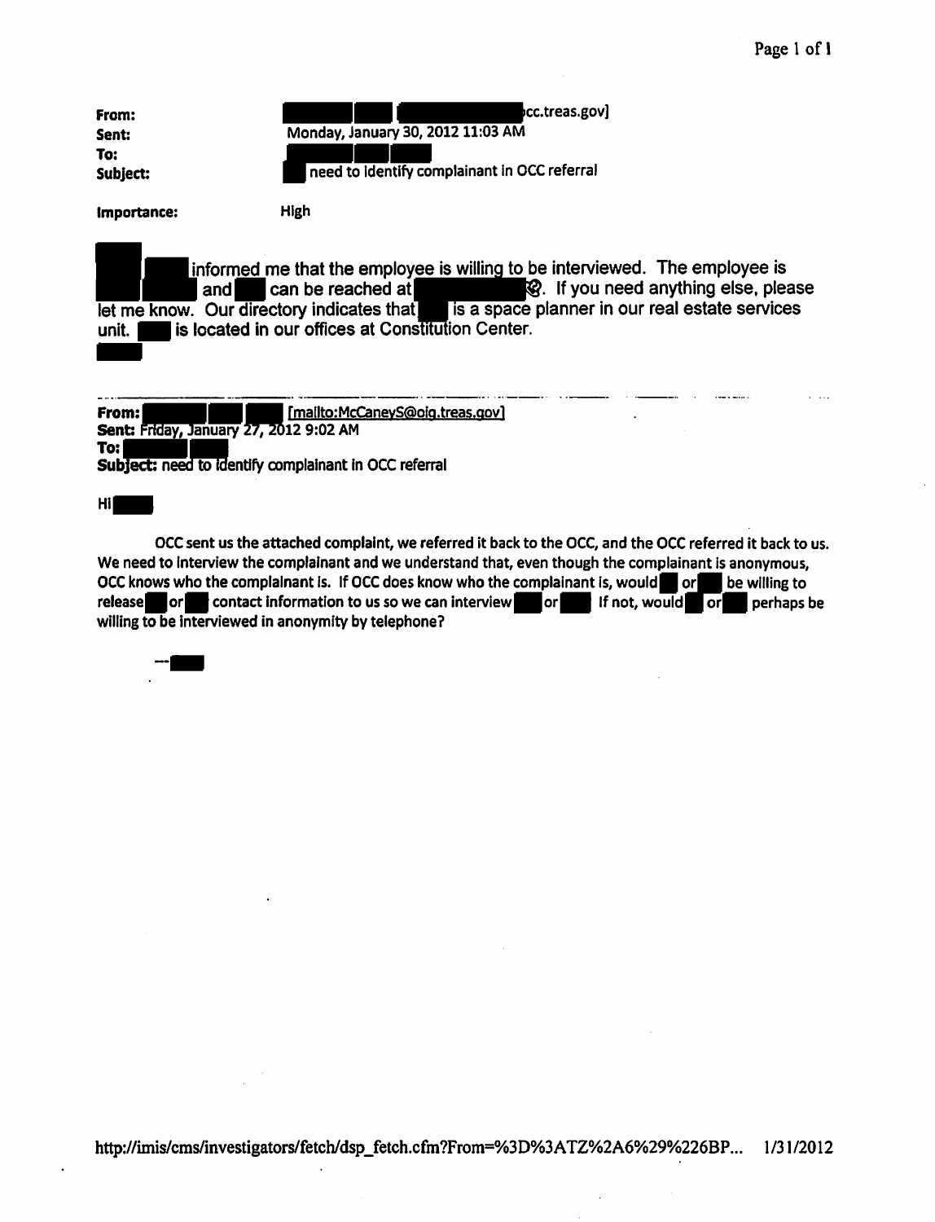**From:** [redacted] [redacted]cc.treas.gov]
**Sent:** Monday, January 30, 2012 11:03 AM
**To:** [redacted]
**Subject:** [redacted] need to identify complainant in OCC referral

**Importance:** High

[redacted] informed me that the employee is willing to be interviewed. The employee is [redacted] and [redacted] can be reached at [redacted]. If you need anything else, please let me know. Our directory indicates that [redacted] is a space planner in our real estate services unit. [redacted] is located in our offices at Constitution Center.

[redacted]

---

**From:** [redacted] [mailto:McCaneyS@oig.treas.gov]
**Sent:** Friday, January 27, 2012 9:02 AM
**To:** [redacted]
**Subject:** need to identify complainant in OCC referral

Hi [redacted]

OCC sent us the attached complaint, we referred it back to the OCC, and the OCC referred it back to us. We need to interview the complainant and we understand that, even though the complainant is anonymous, OCC knows who the complainant is. If OCC does know who the complainant is, would [redacted] or [redacted] be willing to release [redacted] or [redacted] contact information to us so we can interview [redacted] or [redacted] If not, would [redacted] or [redacted] perhaps be willing to be interviewed in anonymity by telephone?

--[redacted]

http://imis/cms/investigators/fetch/dsp_fetch.cfm?From=%3D%3ATZ%2A6%29%226BP... 1/31/2012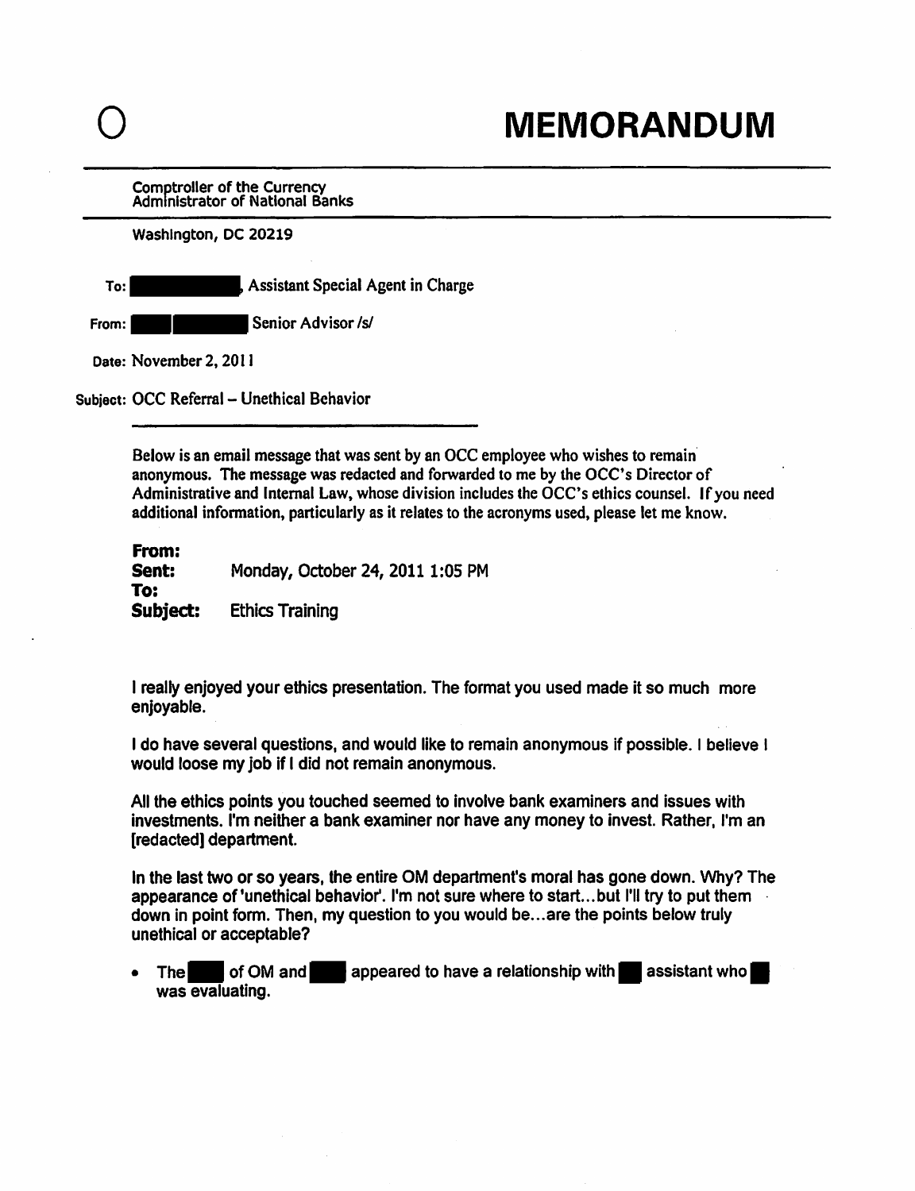O

# MEMORANDUM

Comptroller of the Currency
Administrator of National Banks

Washington, DC 20219

**To:** [redacted], Assistant Special Agent in Charge

**From:** [redacted] Senior Advisor /s/

**Date:** November 2, 2011

**Subject:** OCC Referral – Unethical Behavior

Below is an email message that was sent by an OCC employee who wishes to remain anonymous. The message was redacted and forwarded to me by the OCC's Director of Administrative and Internal Law, whose division includes the OCC's ethics counsel. If you need additional information, particularly as it relates to the acronyms used, please let me know.

**From:**
**Sent:** Monday, October 24, 2011 1:05 PM
**To:**
**Subject:** Ethics Training

I really enjoyed your ethics presentation. The format you used made it so much more enjoyable.

I do have several questions, and would like to remain anonymous if possible. I believe I would loose my job if I did not remain anonymous.

All the ethics points you touched seemed to involve bank examiners and issues with investments. I'm neither a bank examiner nor have any money to invest. Rather, I'm an [redacted] department.

In the last two or so years, the entire OM department's moral has gone down. Why? The appearance of 'unethical behavior'. I'm not sure where to start...but I'll try to put them down in point form. Then, my question to you would be...are the points below truly unethical or acceptable?

- The [redacted] of OM and [redacted] appeared to have a relationship with [redacted] assistant who [redacted] was evaluating.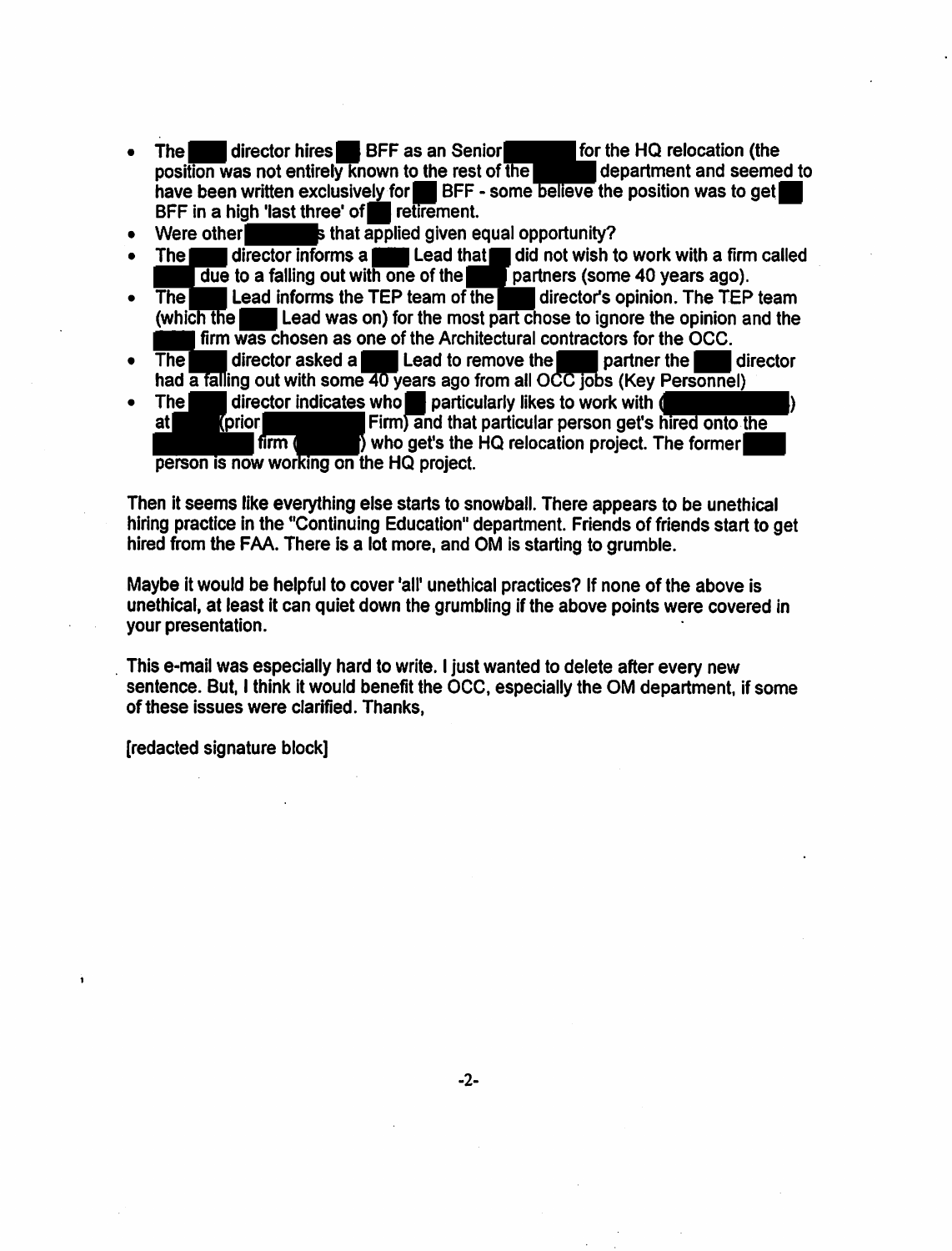- The director hires BFF as an Senior for the HQ relocation (the position was not entirely known to the rest of the department and seemed to have been written exclusively for BFF - some believe the position was to get BFF in a high 'last three' of retirement.
- Were other s that applied given equal opportunity?
- The director informs a Lead that did not wish to work with a firm called due to a falling out with one of the partners (some 40 years ago).
- The Lead informs the TEP team of the director's opinion. The TEP team (which the Lead was on) for the most part chose to ignore the opinion and the firm was chosen as one of the Architectural contractors for the OCC.
- The director asked a Lead to remove the partner the director had a falling out with some 40 years ago from all OCC jobs (Key Personnel)
- The director indicates who particularly likes to work with ( ) at (prior Firm) and that particular person get's hired onto the firm ( ) who get's the HQ relocation project. The former person is now working on the HQ project.

Then it seems like everything else starts to snowball. There appears to be unethical hiring practice in the "Continuing Education" department. Friends of friends start to get hired from the FAA. There is a lot more, and OM is starting to grumble.

Maybe it would be helpful to cover 'all' unethical practices? If none of the above is unethical, at least it can quiet down the grumbling if the above points were covered in your presentation.

This e-mail was especially hard to write. I just wanted to delete after every new sentence. But, I think it would benefit the OCC, especially the OM department, if some of these issues were clarified. Thanks,

[redacted signature block]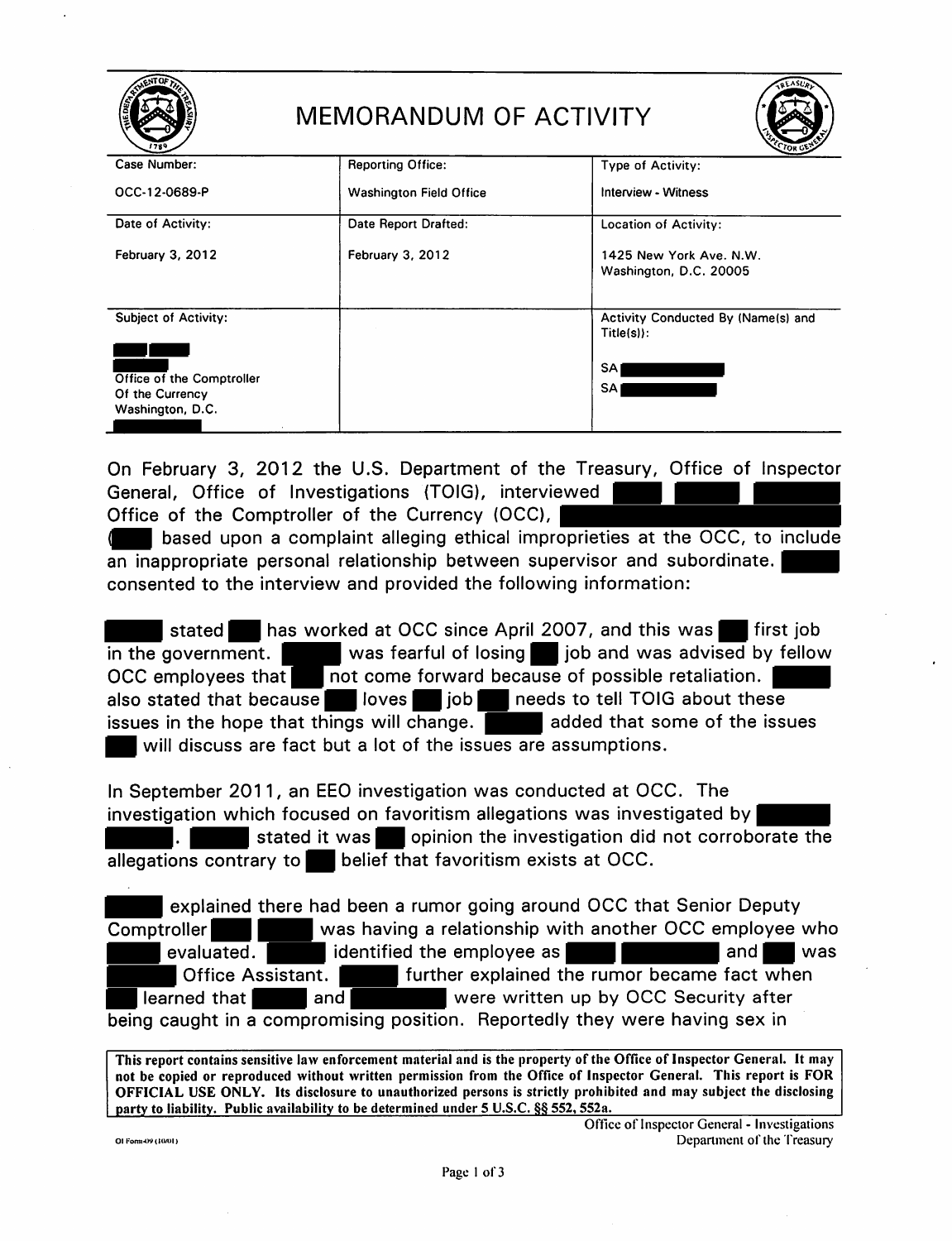# MEMORANDUM OF ACTIVITY

| Case Number: | Reporting Office: | Type of Activity: |
|---|---|---|
| OCC-12-0689-P | Washington Field Office | Interview - Witness |
| **Date of Activity:** | **Date Report Drafted:** | **Location of Activity:** |
| February 3, 2012 | February 3, 2012 | 1425 New York Ave. N.W. Washington, D.C. 20005 |
| **Subject of Activity:** | | **Activity Conducted By (Name(s) and Title(s)):** |
| [REDACTED] [REDACTED] Office of the Comptroller Of the Currency Washington, D.C. [REDACTED] | | SA [REDACTED] SA [REDACTED] |

On February 3, 2012 the U.S. Department of the Treasury, Office of Inspector General, Office of Investigations (TOIG), interviewed [REDACTED] Office of the Comptroller of the Currency (OCC), [REDACTED] ([REDACTED] based upon a complaint alleging ethical improprieties at the OCC, to include an inappropriate personal relationship between supervisor and subordinate. [REDACTED] consented to the interview and provided the following information:

[REDACTED] stated [REDACTED] has worked at OCC since April 2007, and this was [REDACTED] first job in the government. [REDACTED] was fearful of losing [REDACTED] job and was advised by fellow OCC employees that [REDACTED] not come forward because of possible retaliation. [REDACTED] also stated that because [REDACTED] loves [REDACTED] job [REDACTED] needs to tell TOIG about these issues in the hope that things will change. [REDACTED] added that some of the issues [REDACTED] will discuss are fact but a lot of the issues are assumptions.

In September 2011, an EEO investigation was conducted at OCC. The investigation which focused on favoritism allegations was investigated by [REDACTED]. [REDACTED] stated it was [REDACTED] opinion the investigation did not corroborate the allegations contrary to [REDACTED] belief that favoritism exists at OCC.

[REDACTED] explained there had been a rumor going around OCC that Senior Deputy Comptroller [REDACTED] was having a relationship with another OCC employee who [REDACTED] evaluated. [REDACTED] identified the employee as [REDACTED] and [REDACTED] was [REDACTED] Office Assistant. [REDACTED] further explained the rumor became fact when [REDACTED] learned that [REDACTED] and [REDACTED] were written up by OCC Security after being caught in a compromising position. Reportedly they were having sex in

**This report contains sensitive law enforcement material and is the property of the Office of Inspector General. It may not be copied or reproduced without written permission from the Office of Inspector General. This report is FOR OFFICIAL USE ONLY. Its disclosure to unauthorized persons is strictly prohibited and may subject the disclosing party to liability. Public availability to be determined under 5 U.S.C. §§ 552, 552a.**

OI Form-09 (10/01)

Office of Inspector General - Investigations
Department of the Treasury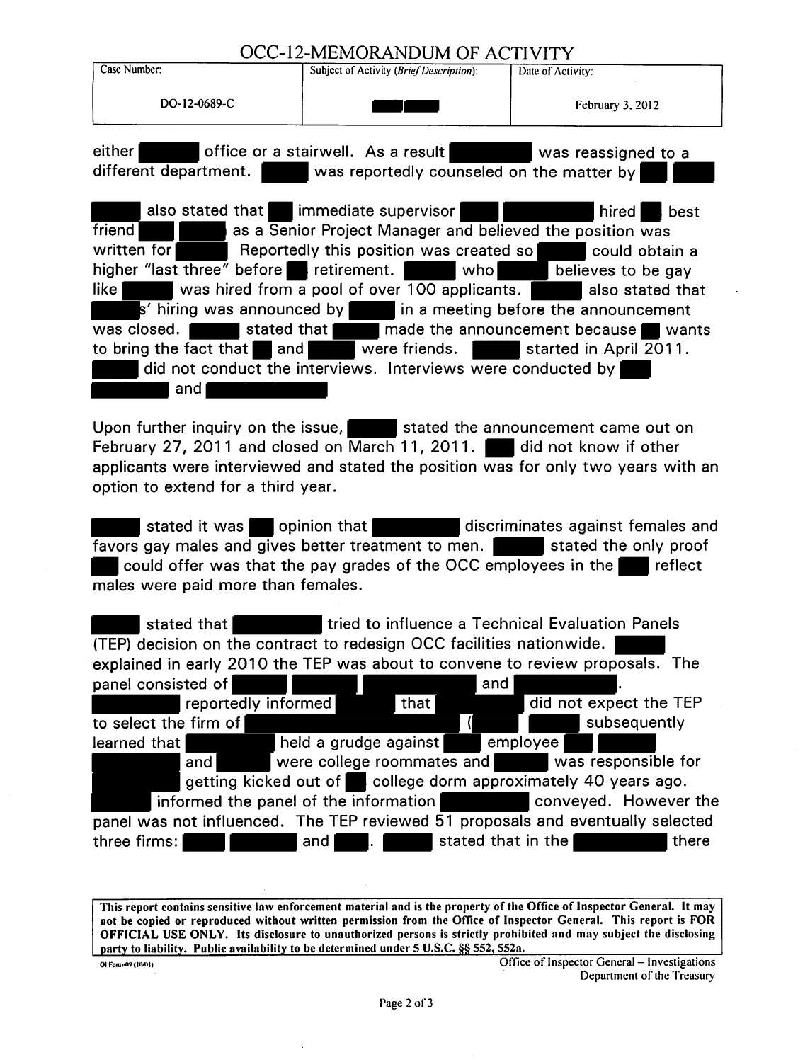# OCC-12-MEMORANDUM OF ACTIVITY

| Case Number: | Subject of Activity (*Brief Description*): | Date of Activity: |
|---|---|---|
| DO-12-0689-C | [REDACTED] | February 3, 2012 |

either [REDACTED] office or a stairwell. As a result [REDACTED] was reassigned to a different department. [REDACTED] was reportedly counseled on the matter by [REDACTED]

[REDACTED] also stated that [REDACTED] immediate supervisor [REDACTED] hired [REDACTED] best friend [REDACTED] as a Senior Project Manager and believed the position was written for [REDACTED] Reportedly this position was created so [REDACTED] could obtain a higher "last three" before [REDACTED] retirement. [REDACTED] who [REDACTED] believes to be gay like [REDACTED] was hired from a pool of over 100 applicants. [REDACTED] also stated that [REDACTED]s' hiring was announced by [REDACTED] in a meeting before the announcement was closed. [REDACTED] stated that [REDACTED] made the announcement because [REDACTED] wants to bring the fact that [REDACTED] and [REDACTED] were friends. [REDACTED] started in April 2011. [REDACTED] did not conduct the interviews. Interviews were conducted by [REDACTED] and [REDACTED]

Upon further inquiry on the issue, [REDACTED] stated the announcement came out on February 27, 2011 and closed on March 11, 2011. [REDACTED] did not know if other applicants were interviewed and stated the position was for only two years with an option to extend for a third year.

[REDACTED] stated it was [REDACTED] opinion that [REDACTED] discriminates against females and favors gay males and gives better treatment to men. [REDACTED] stated the only proof [REDACTED] could offer was that the pay grades of the OCC employees in the [REDACTED] reflect males were paid more than females.

[REDACTED] stated that [REDACTED] tried to influence a Technical Evaluation Panels (TEP) decision on the contract to redesign OCC facilities nationwide. [REDACTED] explained in early 2010 the TEP was about to convene to review proposals. The panel consisted of [REDACTED] and [REDACTED]. [REDACTED] reportedly informed [REDACTED] that [REDACTED] did not expect the TEP to select the firm of [REDACTED] ([REDACTED] [REDACTED] subsequently learned that [REDACTED] held a grudge against [REDACTED] employee [REDACTED] [REDACTED] and [REDACTED] were college roommates and [REDACTED] was responsible for [REDACTED] getting kicked out of [REDACTED] college dorm approximately 40 years ago. [REDACTED] informed the panel of the information [REDACTED] conveyed. However the panel was not influenced. The TEP reviewed 51 proposals and eventually selected three firms: [REDACTED] and [REDACTED]. [REDACTED] stated that in the [REDACTED] there

**This report contains sensitive law enforcement material and is the property of the Office of Inspector General. It may not be copied or reproduced without written permission from the Office of Inspector General. This report is FOR OFFICIAL USE ONLY. Its disclosure to unauthorized persons is strictly prohibited and may subject the disclosing party to liability. Public availability to be determined under 5 U.S.C. §§ 552, 552a.**

OI Form-09 (10/01)

Office of Inspector General – Investigations
Department of the Treasury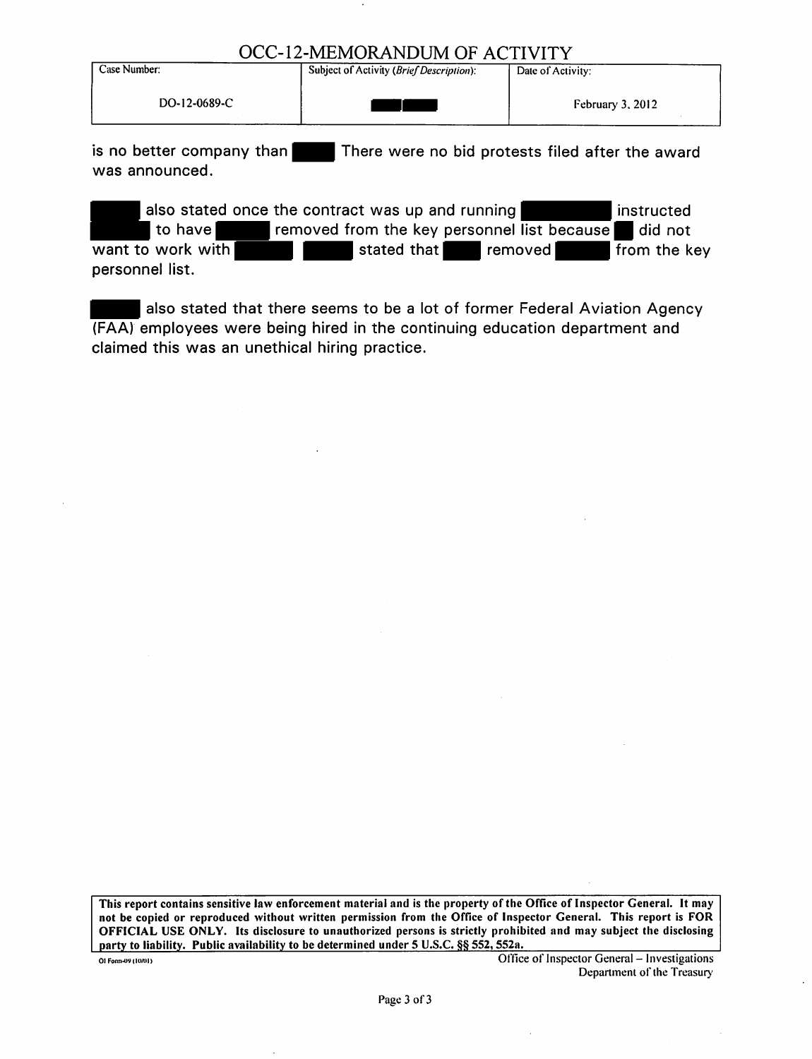# OCC-12-MEMORANDUM OF ACTIVITY

| Case Number: | Subject of Activity (*Brief Description*): | Date of Activity: |
|---|---|---|
| DO-12-0689-C | ████ | February 3, 2012 |

is no better company than ████ There were no bid protests filed after the award was announced.

████ also stated once the contract was up and running ████ instructed ████ to have ████ removed from the key personnel list because ██ did not want to work with ████ ████ stated that ████ removed ████ from the key personnel list.

████ also stated that there seems to be a lot of former Federal Aviation Agency (FAA) employees were being hired in the continuing education department and claimed this was an unethical hiring practice.

**This report contains sensitive law enforcement material and is the property of the Office of Inspector General. It may not be copied or reproduced without written permission from the Office of Inspector General. This report is FOR OFFICIAL USE ONLY. Its disclosure to unauthorized persons is strictly prohibited and may subject the disclosing party to liability. Public availability to be determined under 5 U.S.C. §§ 552, 552a.**

OI Form-09 (10/01)

Office of Inspector General – Investigations
Department of the Treasury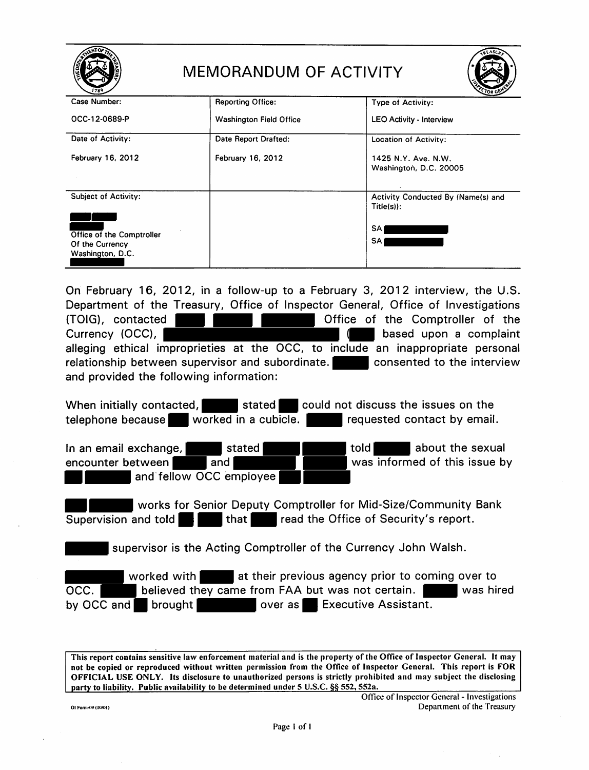# MEMORANDUM OF ACTIVITY

| Case Number: | Reporting Office: | Type of Activity: |
| --- | --- | --- |
| OCC-12-0689-P | Washington Field Office | LEO Activity - Interview |
| Date of Activity: | Date Report Drafted: | Location of Activity: |
| February 16, 2012 | February 16, 2012 | 1425 N.Y. Ave. N.W. Washington, D.C. 20005 |
| Subject of Activity: Office of the Comptroller Of the Currency Washington, D.C. | | Activity Conducted By (Name(s) and Title(s)): SA SA |

On February 16, 2012, in a follow-up to a February 3, 2012 interview, the U.S. Department of the Treasury, Office of Inspector General, Office of Investigations (TOIG), contacted Office of the Comptroller of the Currency (OCC), ( based upon a complaint alleging ethical improprieties at the OCC, to include an inappropriate personal relationship between supervisor and subordinate. consented to the interview and provided the following information:

When initially contacted, stated could not discuss the issues on the telephone because worked in a cubicle. requested contact by email.

In an email exchange, stated told about the sexual encounter between and was informed of this issue by and fellow OCC employee

works for Senior Deputy Comptroller for Mid-Size/Community Bank Supervision and told that read the Office of Security's report.

supervisor is the Acting Comptroller of the Currency John Walsh.

worked with at their previous agency prior to coming over to OCC. believed they came from FAA but was not certain. was hired by OCC and brought over as Executive Assistant.

This report contains sensitive law enforcement material and is the property of the Office of Inspector General. It may not be copied or reproduced without written permission from the Office of Inspector General. This report is FOR OFFICIAL USE ONLY. Its disclosure to unauthorized persons is strictly prohibited and may subject the disclosing party to liability. Public availability to be determined under 5 U.S.C. §§ 552, 552a.

Office of Inspector General - Investigations
Department of the Treasury

OI Form-09 (10/01)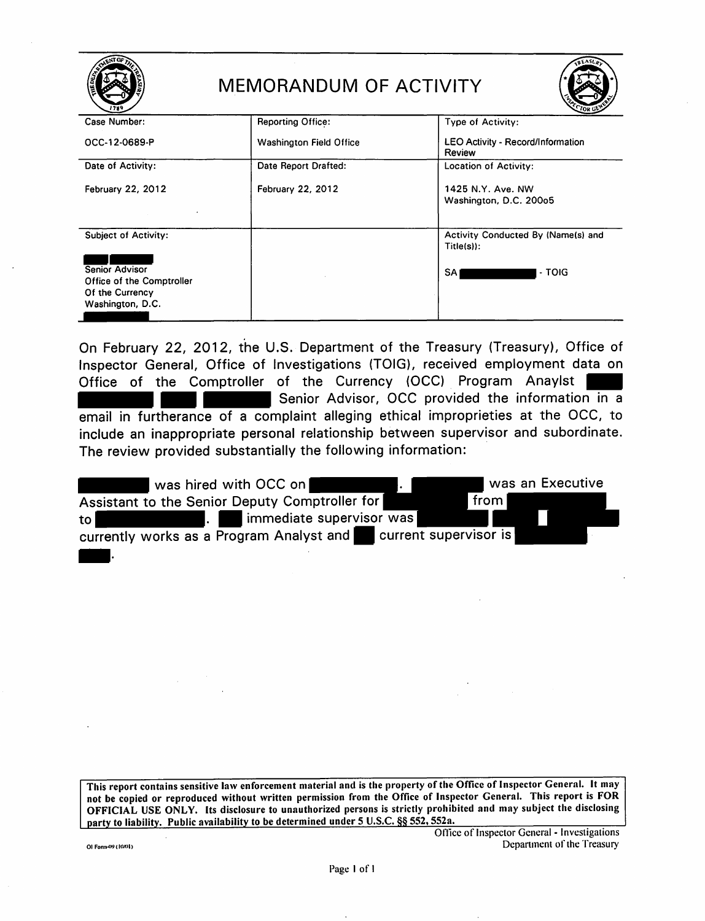# MEMORANDUM OF ACTIVITY

| Case Number: | Reporting Office: | Type of Activity: |
|---|---|---|
| OCC-12-0689-P | Washington Field Office | LEO Activity - Record/Information Review |
| **Date of Activity:** | **Date Report Drafted:** | **Location of Activity:** |
| February 22, 2012 | February 22, 2012 | 1425 N.Y. Ave. NW Washington, D.C. 20005 |
| **Subject of Activity:** | | **Activity Conducted By (Name(s) and Title(s)):** |
| [REDACTED] Senior Advisor Office of the Comptroller Of the Currency Washington, D.C. [REDACTED] | | SA [REDACTED] - TOIG |

On February 22, 2012, the U.S. Department of the Treasury (Treasury), Office of Inspector General, Office of Investigations (TOIG), received employment data on Office of the Comptroller of the Currency (OCC) Program Anaylst [REDACTED] [REDACTED] Senior Advisor, OCC provided the information in a email in furtherance of a complaint alleging ethical improprieties at the OCC, to include an inappropriate personal relationship between supervisor and subordinate. The review provided substantially the following information:

[REDACTED] was hired with OCC on [REDACTED]. [REDACTED] was an Executive Assistant to the Senior Deputy Comptroller for [REDACTED] from [REDACTED] to [REDACTED]. [REDACTED] immediate supervisor was [REDACTED] [REDACTED] currently works as a Program Analyst and [REDACTED] current supervisor is [REDACTED] [REDACTED].

This report contains sensitive law enforcement material and is the property of the Office of Inspector General. It may not be copied or reproduced without written permission from the Office of Inspector General. This report is FOR OFFICIAL USE ONLY. Its disclosure to unauthorized persons is strictly prohibited and may subject the disclosing party to liability. Public availability to be determined under 5 U.S.C. §§ 552, 552a.

OI Form-09 (10/01)

Office of Inspector General - Investigations
Department of the Treasury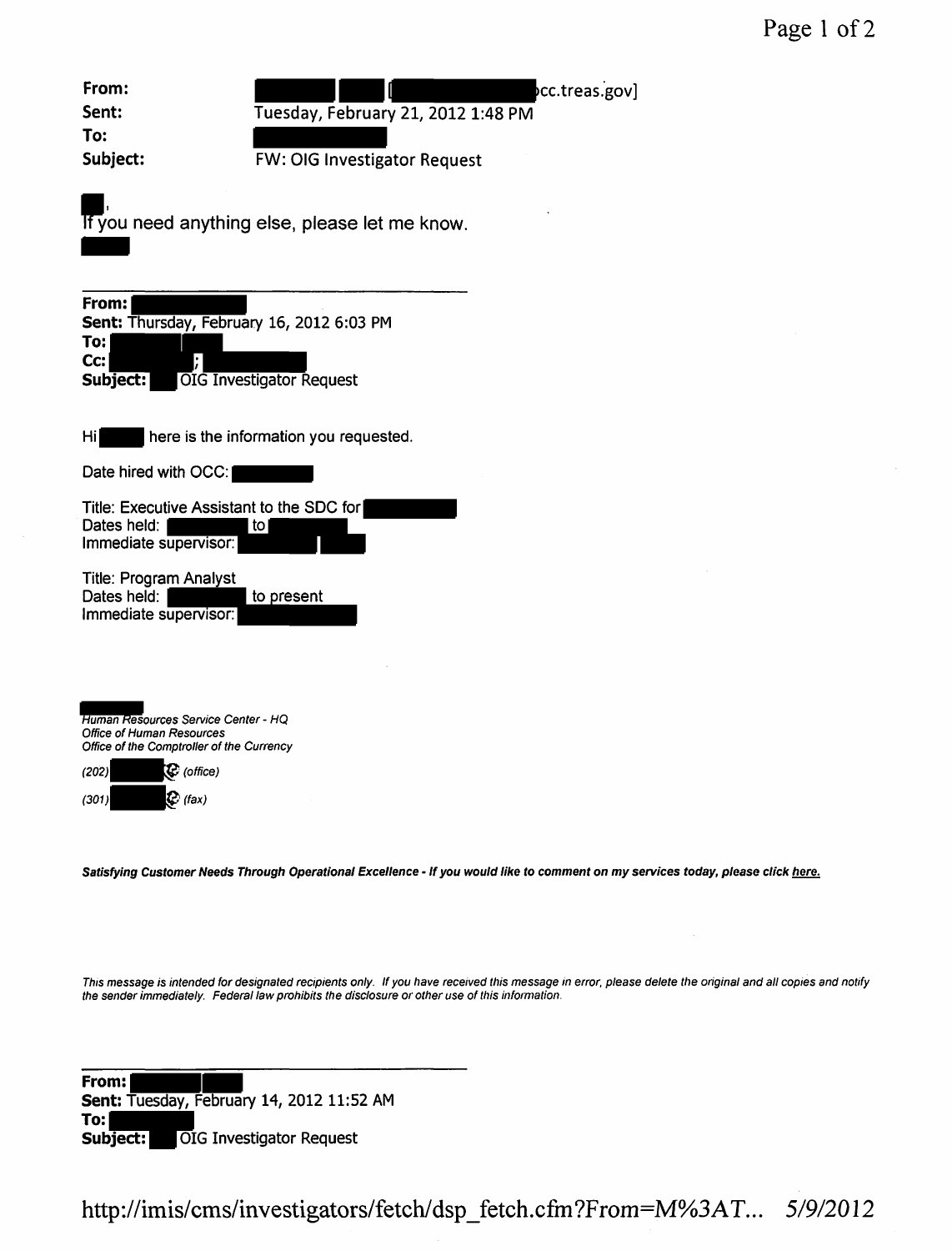**From:** [redacted] [redacted] [[redacted]occ.treas.gov]
**Sent:** Tuesday, February 21, 2012 1:48 PM
**To:** [redacted]
**Subject:** FW: OIG Investigator Request

[redacted],
If you need anything else, please let me know.
[redacted]

---

**From:** [redacted]
**Sent:** Thursday, February 16, 2012 6:03 PM
**To:** [redacted]
**Cc:** [redacted]; [redacted]
**Subject:** [redacted] OIG Investigator Request

Hi [redacted] here is the information you requested.

Date hired with OCC: [redacted]

Title: Executive Assistant to the SDC for [redacted]
Dates held: [redacted] to [redacted]
Immediate supervisor: [redacted]

Title: Program Analyst
Dates held: [redacted] to present
Immediate supervisor: [redacted]

[redacted]
*Human Resources Service Center - HQ*
*Office of Human Resources*
*Office of the Comptroller of the Currency*
*(202) [redacted] (office)*
*(301) [redacted] (fax)*

***Satisfying Customer Needs Through Operational Excellence - If you would like to comment on my services today, please click here.***

*This message is intended for designated recipients only. If you have received this message in error, please delete the original and all copies and notify the sender immediately. Federal law prohibits the disclosure or other use of this information.*

---

**From:** [redacted]
**Sent:** Tuesday, February 14, 2012 11:52 AM
**To:** [redacted]
**Subject:** [redacted] OIG Investigator Request

http://imis/cms/investigators/fetch/dsp_fetch.cfm?From=M%3AT... 5/9/2012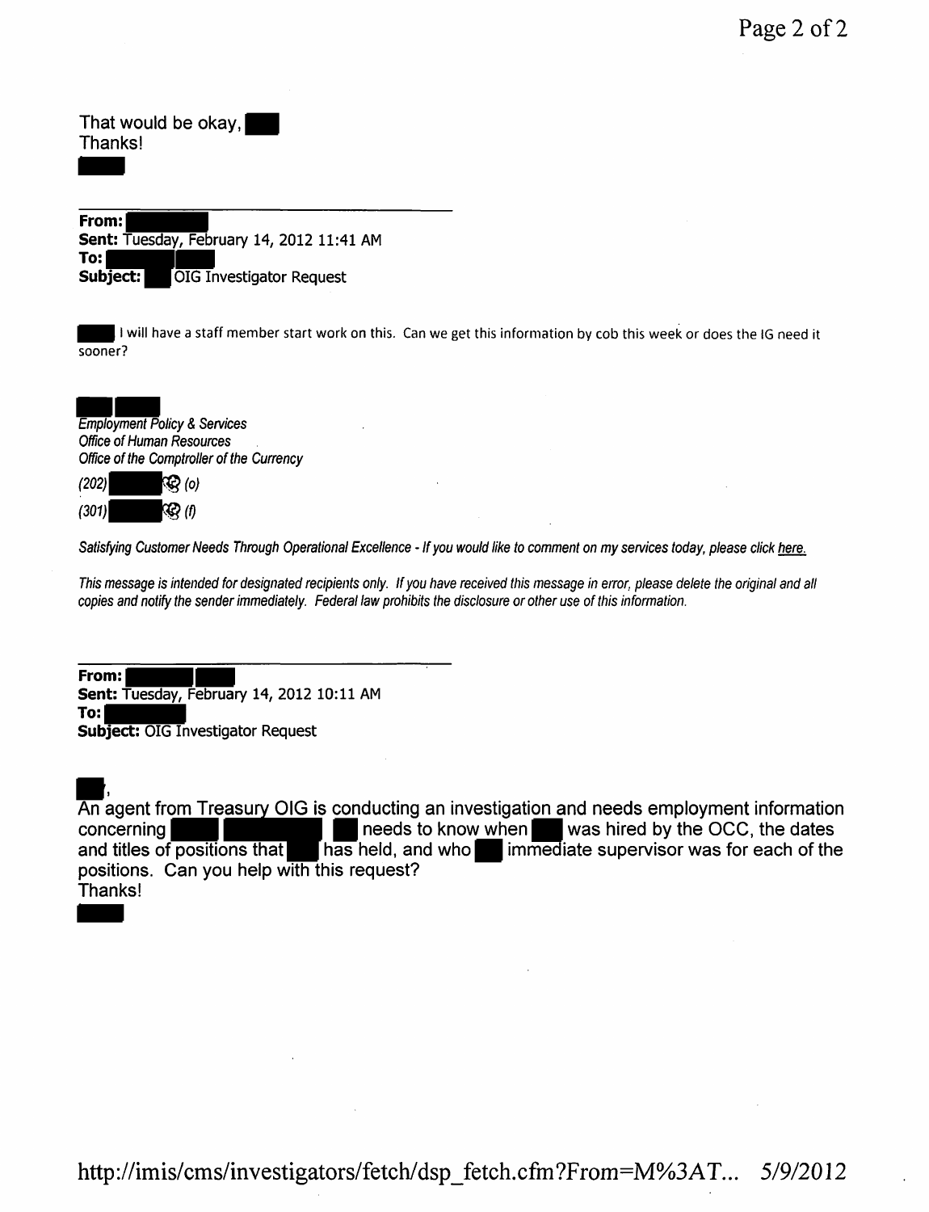That would be okay, ████
Thanks!

████

---

**From:** ████
**Sent:** Tuesday, February 14, 2012 11:41 AM
**To:** ████ ████
**Subject:** ████ OIG Investigator Request

████ I will have a staff member start work on this. Can we get this information by cob this week or does the IG need it sooner?

████ ████
*Employment Policy & Services*
*Office of Human Resources*
*Office of the Comptroller of the Currency*
*(202) ████ (o)*
*(301) ████ (f)*

*Satisfying Customer Needs Through Operational Excellence - If you would like to comment on my services today, please click here.*

*This message is intended for designated recipients only. If you have received this message in error, please delete the original and all copies and notify the sender immediately. Federal law prohibits the disclosure or other use of this information.*

---

**From:** ████ ████
**Sent:** Tuesday, February 14, 2012 10:11 AM
**To:** ████
**Subject:** OIG Investigator Request

████,
An agent from Treasury OIG is conducting an investigation and needs employment information concerning ████ ████ ████ needs to know when ████ was hired by the OCC, the dates and titles of positions that ████ has held, and who ████ immediate supervisor was for each of the positions. Can you help with this request?
Thanks!

████

http://imis/cms/investigators/fetch/dsp_fetch.cfm?From=M%3AT... 5/9/2012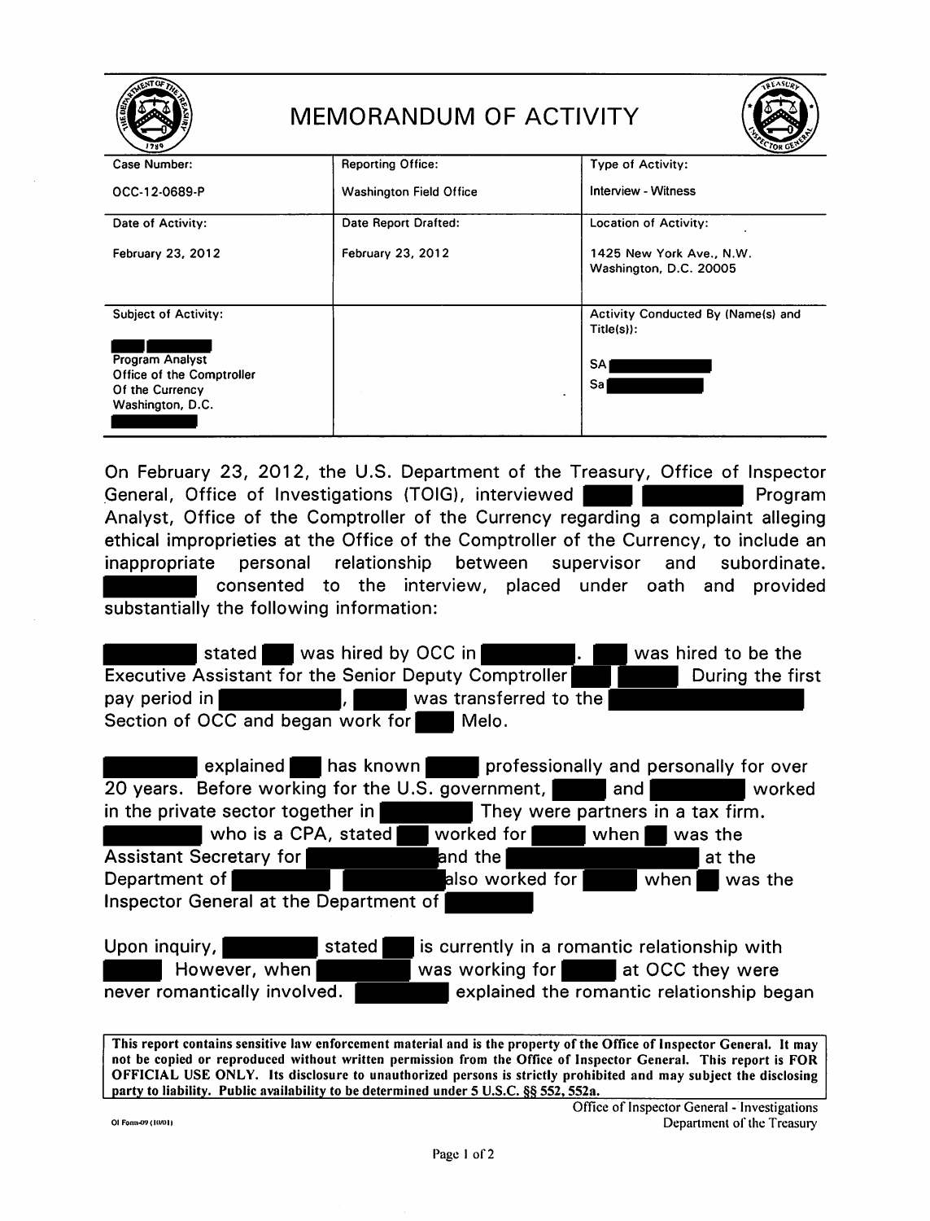# MEMORANDUM OF ACTIVITY

| Case Number: | Reporting Office: | Type of Activity: |
|---|---|---|
| OCC-12-0689-P | Washington Field Office | Interview - Witness |
| **Date of Activity:** | **Date Report Drafted:** | **Location of Activity:** |
| February 23, 2012 | February 23, 2012 | 1425 New York Ave., N.W. Washington, D.C. 20005 |
| **Subject of Activity:** | | **Activity Conducted By (Name(s) and Title(s)):** |
| [REDACTED] Program Analyst Office of the Comptroller Of the Currency Washington, D.C. [REDACTED] | | SA [REDACTED] Sa [REDACTED] |

On February 23, 2012, the U.S. Department of the Treasury, Office of Inspector General, Office of Investigations (TOIG), interviewed [REDACTED] Program Analyst, Office of the Comptroller of the Currency regarding a complaint alleging ethical improprieties at the Office of the Comptroller of the Currency, to include an inappropriate personal relationship between supervisor and subordinate. [REDACTED] consented to the interview, placed under oath and provided substantially the following information:

[REDACTED] stated [REDACTED] was hired by OCC in [REDACTED]. [REDACTED] was hired to be the Executive Assistant for the Senior Deputy Comptroller [REDACTED] During the first pay period in [REDACTED], [REDACTED] was transferred to the [REDACTED] Section of OCC and began work for [REDACTED] Melo.

[REDACTED] explained [REDACTED] has known [REDACTED] professionally and personally for over 20 years. Before working for the U.S. government, [REDACTED] and [REDACTED] worked in the private sector together in [REDACTED] They were partners in a tax firm. [REDACTED] who is a CPA, stated [REDACTED] worked for [REDACTED] when [REDACTED] was the Assistant Secretary for [REDACTED] and the [REDACTED] at the Department of [REDACTED] [REDACTED] also worked for [REDACTED] when [REDACTED] was the Inspector General at the Department of [REDACTED]

Upon inquiry, [REDACTED] stated [REDACTED] is currently in a romantic relationship with [REDACTED] However, when [REDACTED] was working for [REDACTED] at OCC they were never romantically involved. [REDACTED] explained the romantic relationship began

This report contains sensitive law enforcement material and is the property of the Office of Inspector General. It may not be copied or reproduced without written permission from the Office of Inspector General. This report is FOR OFFICIAL USE ONLY. Its disclosure to unauthorized persons is strictly prohibited and may subject the disclosing party to liability. Public availability to be determined under 5 U.S.C. §§ 552, 552a.

OI Form-09 (10/01)

Office of Inspector General - Investigations
Department of the Treasury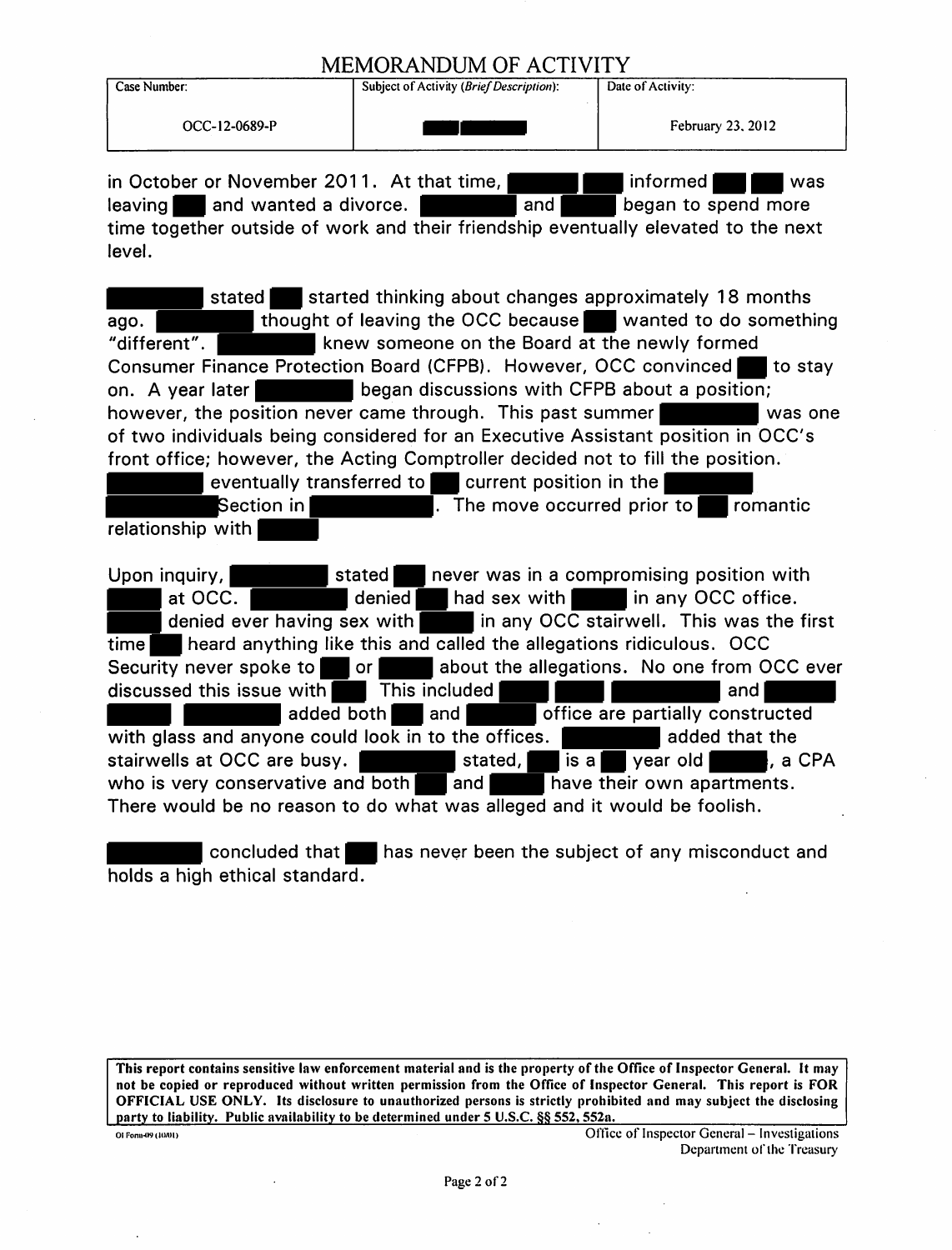# MEMORANDUM OF ACTIVITY

| Case Number: | Subject of Activity (*Brief Description*): | Date of Activity: |
|---|---|---|
| OCC-12-0689-P | | February 23, 2012 |

in October or November 2011. At that time, informed was leaving and wanted a divorce. and began to spend more time together outside of work and their friendship eventually elevated to the next level.

stated started thinking about changes approximately 18 months ago. thought of leaving the OCC because wanted to do something "different". knew someone on the Board at the newly formed Consumer Finance Protection Board (CFPB). However, OCC convinced to stay on. A year later began discussions with CFPB about a position; however, the position never came through. This past summer was one of two individuals being considered for an Executive Assistant position in OCC's front office; however, the Acting Comptroller decided not to fill the position. eventually transferred to current position in the Section in . The move occurred prior to romantic relationship with

Upon inquiry, stated never was in a compromising position with at OCC. denied had sex with in any OCC office. denied ever having sex with in any OCC stairwell. This was the first time heard anything like this and called the allegations ridiculous. OCC Security never spoke to or about the allegations. No one from OCC ever discussed this issue with This included and added both and office are partially constructed with glass and anyone could look in to the offices. added that the stairwells at OCC are busy. stated, is a year old , a CPA who is very conservative and both and have their own apartments. There would be no reason to do what was alleged and it would be foolish.

concluded that has never been the subject of any misconduct and holds a high ethical standard.

**This report contains sensitive law enforcement material and is the property of the Office of Inspector General. It may not be copied or reproduced without written permission from the Office of Inspector General. This report is FOR OFFICIAL USE ONLY. Its disclosure to unauthorized persons is strictly prohibited and may subject the disclosing party to liability. Public availability to be determined under 5 U.S.C. §§ 552, 552a.**

OI Form-09 (10/01)

Office of Inspector General – Investigations
Department of the Treasury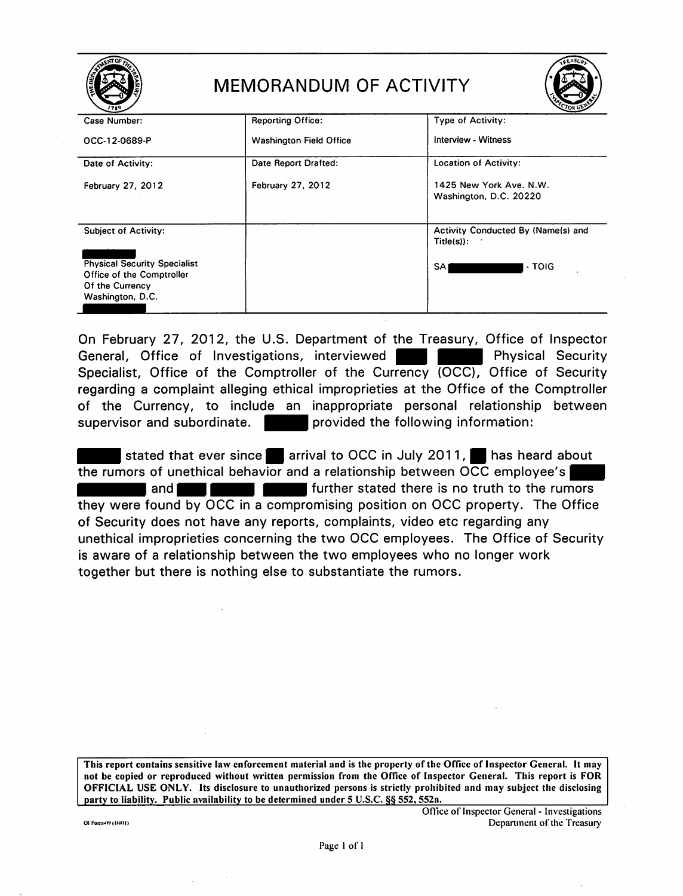# MEMORANDUM OF ACTIVITY

| Case Number: | Reporting Office: | Type of Activity: |
| --- | --- | --- |
| OCC-12-0689-P | Washington Field Office | Interview - Witness |
| **Date of Activity:** | **Date Report Drafted:** | **Location of Activity:** |
| February 27, 2012 | February 27, 2012 | 1425 New York Ave. N.W. Washington, D.C. 20220 |
| **Subject of Activity:** | | **Activity Conducted By (Name(s) and Title(s)):** |
| ██████ Physical Security Specialist Office of the Comptroller Of the Currency Washington, D.C. ██████ | | SA ██████ - TOIG |

On February 27, 2012, the U.S. Department of the Treasury, Office of Inspector General, Office of Investigations, interviewed ██ ████ Physical Security Specialist, Office of the Comptroller of the Currency (OCC), Office of Security regarding a complaint alleging ethical improprieties at the Office of the Comptroller of the Currency, to include an inappropriate personal relationship between supervisor and subordinate. ████ provided the following information:

████ stated that ever since █ arrival to OCC in July 2011, █ has heard about the rumors of unethical behavior and a relationship between OCC employee's ████ ████ and ██ ███ ████ further stated there is no truth to the rumors they were found by OCC in a compromising position on OCC property. The Office of Security does not have any reports, complaints, video etc regarding any unethical improprieties concerning the two OCC employees. The Office of Security is aware of a relationship between the two employees who no longer work together but there is nothing else to substantiate the rumors.

**This report contains sensitive law enforcement material and is the property of the Office of Inspector General. It may not be copied or reproduced without written permission from the Office of Inspector General. This report is FOR OFFICIAL USE ONLY. Its disclosure to unauthorized persons is strictly prohibited and may subject the disclosing party to liability. Public availability to be determined under 5 U.S.C. §§ 552, 552a.**

OI Form-09 (10/01)

Office of Inspector General - Investigations
Department of the Treasury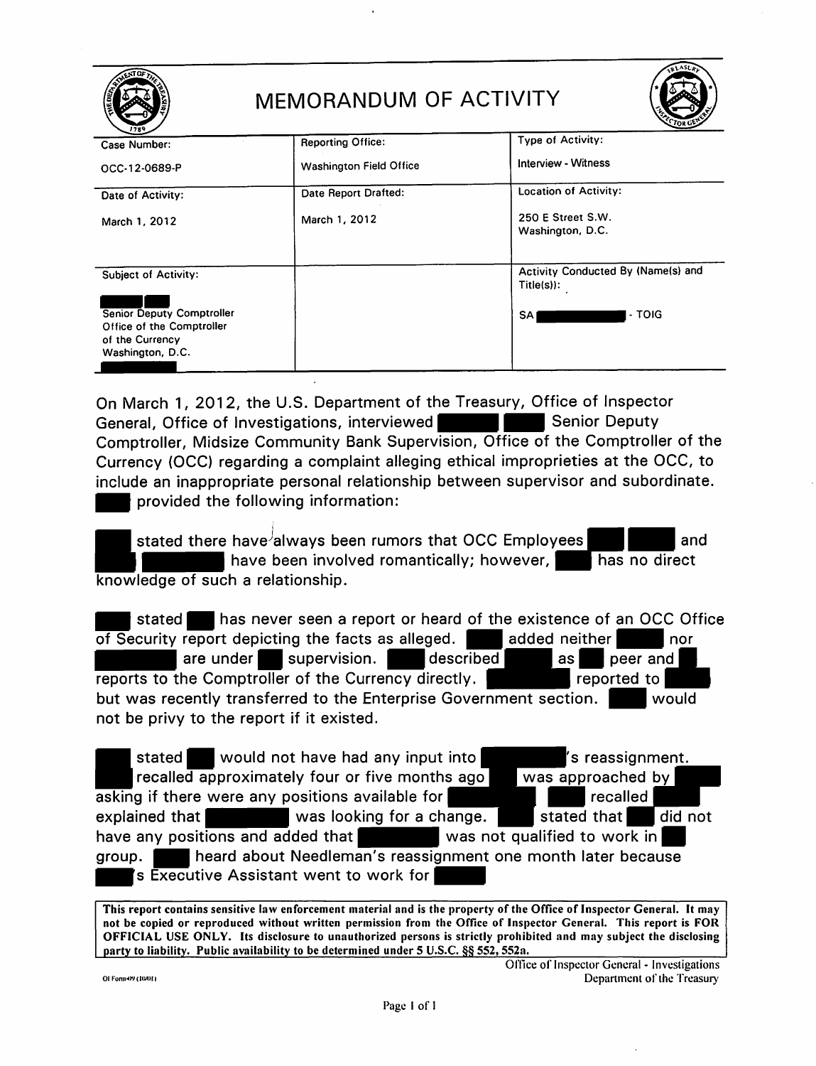# MEMORANDUM OF ACTIVITY

| Case Number: | Reporting Office: | Type of Activity: |
|---|---|---|
| OCC-12-0689-P | Washington Field Office | Interview - Witness |
| **Date of Activity:** | **Date Report Drafted:** | **Location of Activity:** |
| March 1, 2012 | March 1, 2012 | 250 E Street S.W. Washington, D.C. |
| **Subject of Activity:** | | **Activity Conducted By (Name(s) and Title(s)):** |
| [REDACTED] Senior Deputy Comptroller Office of the Comptroller of the Currency Washington, D.C. [REDACTED] | | SA [REDACTED] - TOIG |

On March 1, 2012, the U.S. Department of the Treasury, Office of Inspector General, Office of Investigations, interviewed [REDACTED] Senior Deputy Comptroller, Midsize Community Bank Supervision, Office of the Comptroller of the Currency (OCC) regarding a complaint alleging ethical improprieties at the OCC, to include an inappropriate personal relationship between supervisor and subordinate. [REDACTED] provided the following information:

[REDACTED] stated there have always been rumors that OCC Employees [REDACTED] and [REDACTED] have been involved romantically; however, [REDACTED] has no direct knowledge of such a relationship.

[REDACTED] stated [REDACTED] has never seen a report or heard of the existence of an OCC Office of Security report depicting the facts as alleged. [REDACTED] added neither [REDACTED] nor [REDACTED] are under [REDACTED] supervision. [REDACTED] described [REDACTED] as [REDACTED] peer and [REDACTED] reports to the Comptroller of the Currency directly. [REDACTED] reported to [REDACTED] but was recently transferred to the Enterprise Government section. [REDACTED] would not be privy to the report if it existed.

[REDACTED] stated [REDACTED] would not have had any input into [REDACTED]'s reassignment. [REDACTED] recalled approximately four or five months ago [REDACTED] was approached by [REDACTED] asking if there were any positions available for [REDACTED]. [REDACTED] recalled [REDACTED] explained that [REDACTED] was looking for a change. [REDACTED] stated that [REDACTED] did not have any positions and added that [REDACTED] was not qualified to work in [REDACTED] group. [REDACTED] heard about Needleman's reassignment one month later because [REDACTED]'s Executive Assistant went to work for [REDACTED]

**This report contains sensitive law enforcement material and is the property of the Office of Inspector General. It may not be copied or reproduced without written permission from the Office of Inspector General. This report is FOR OFFICIAL USE ONLY. Its disclosure to unauthorized persons is strictly prohibited and may subject the disclosing party to liability. Public availability to be determined under 5 U.S.C. §§ 552, 552a.**

OI Form-09 (10/01)

Office of Inspector General - Investigations
Department of the Treasury